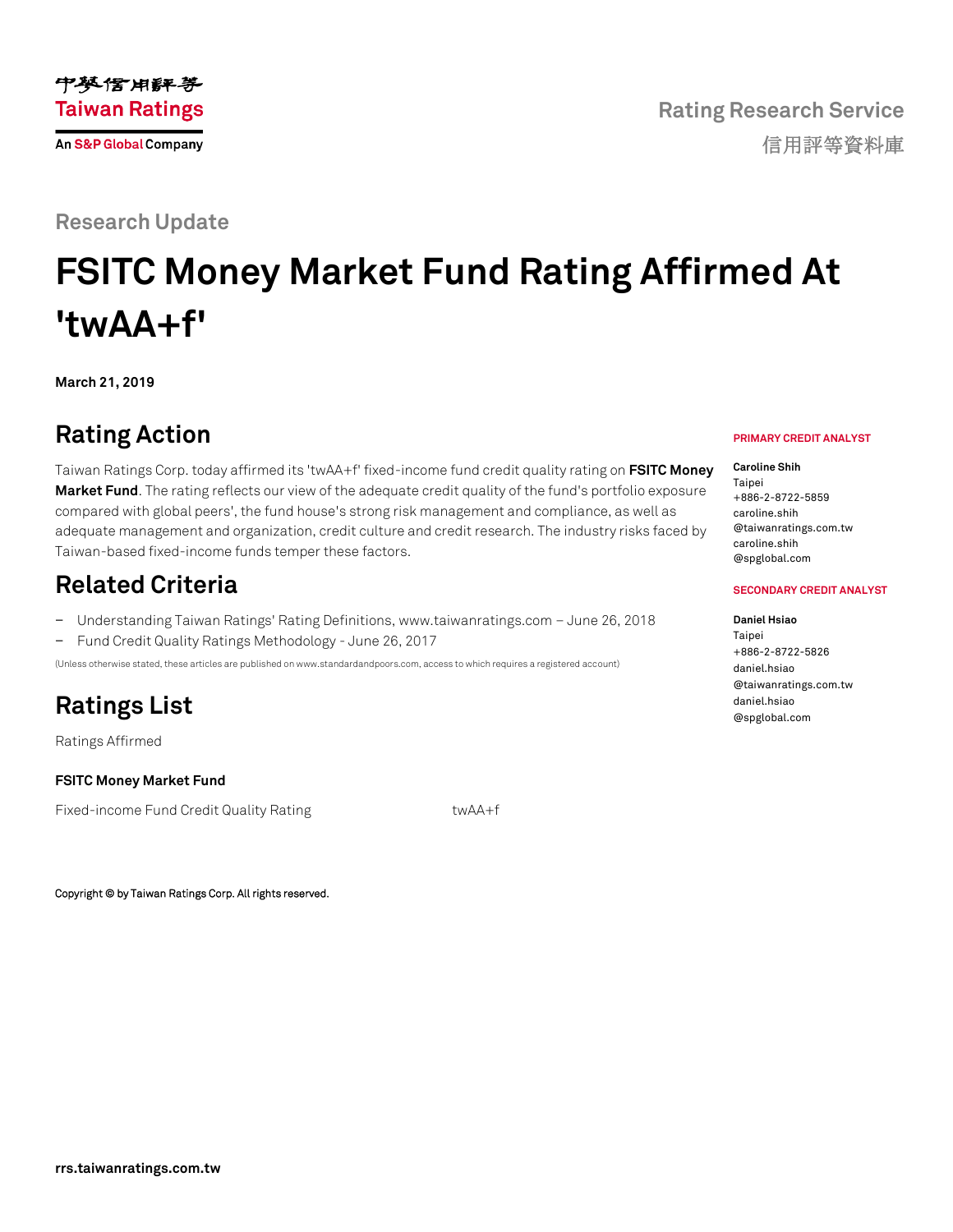中華信用評等
Taiwan Ratings
An S&P Global Company

Rating Research Service
信用評等資料庫

Research Update

# FSITC Money Market Fund Rating Affirmed At 'twAA+f'

**March 21, 2019**

## Rating Action

Taiwan Ratings Corp. today affirmed its 'twAA+f' fixed-income fund credit quality rating on **FSITC Money Market Fund**. The rating reflects our view of the adequate credit quality of the fund's portfolio exposure compared with global peers', the fund house's strong risk management and compliance, as well as adequate management and organization, credit culture and credit research. The industry risks faced by Taiwan-based fixed-income funds temper these factors.

## Related Criteria

- Understanding Taiwan Ratings' Rating Definitions, www.taiwanratings.com – June 26, 2018
- Fund Credit Quality Ratings Methodology - June 26, 2017

(Unless otherwise stated, these articles are published on www.standardandpoors.com, access to which requires a registered account)

## Ratings List

Ratings Affirmed

**FSITC Money Market Fund**

| Fixed-income Fund Credit Quality Rating | twAA+f |
|---|---|

**PRIMARY CREDIT ANALYST**

**Caroline Shih**
Taipei
+886-2-8722-5859
caroline.shih
@taiwanratings.com.tw
caroline.shih
@spglobal.com

**SECONDARY CREDIT ANALYST**

**Daniel Hsiao**
Taipei
+886-2-8722-5826
daniel.hsiao
@taiwanratings.com.tw
daniel.hsiao
@spglobal.com

Copyright © by Taiwan Ratings Corp. All rights reserved.

rrs.taiwanratings.com.tw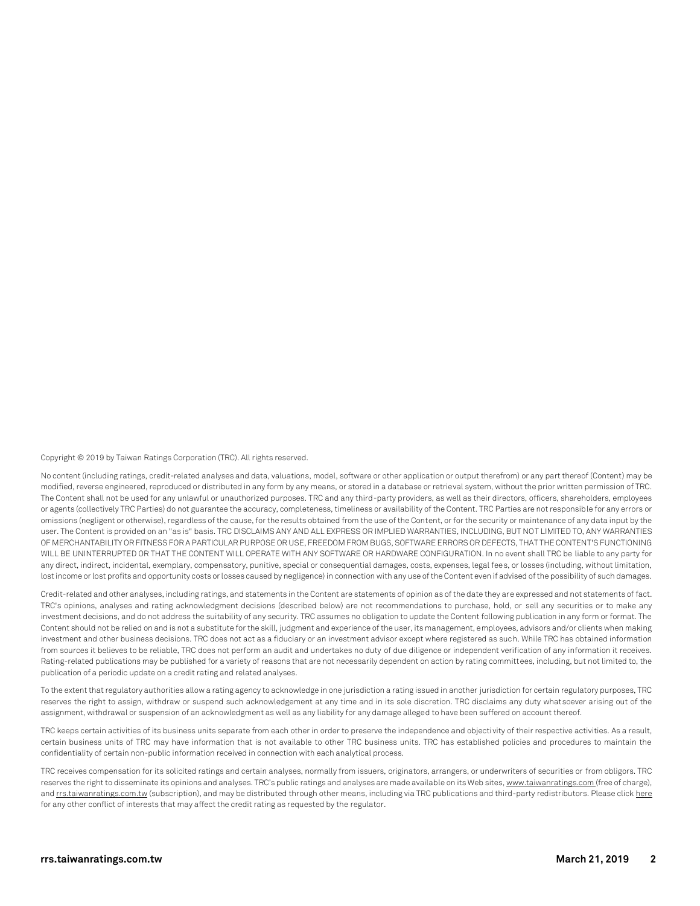Copyright © 2019 by Taiwan Ratings Corporation (TRC). All rights reserved.

No content (including ratings, credit-related analyses and data, valuations, model, software or other application or output therefrom) or any part thereof (Content) may be modified, reverse engineered, reproduced or distributed in any form by any means, or stored in a database or retrieval system, without the prior written permission of TRC. The Content shall not be used for any unlawful or unauthorized purposes. TRC and any third-party providers, as well as their directors, officers, shareholders, employees or agents (collectively TRC Parties) do not guarantee the accuracy, completeness, timeliness or availability of the Content. TRC Parties are not responsible for any errors or omissions (negligent or otherwise), regardless of the cause, for the results obtained from the use of the Content, or for the security or maintenance of any data input by the user. The Content is provided on an "as is" basis. TRC DISCLAIMS ANY AND ALL EXPRESS OR IMPLIED WARRANTIES, INCLUDING, BUT NOT LIMITED TO, ANY WARRANTIES OF MERCHANTABILITY OR FITNESS FOR A PARTICULAR PURPOSE OR USE, FREEDOM FROM BUGS, SOFTWARE ERRORS OR DEFECTS, THAT THE CONTENT'S FUNCTIONING WILL BE UNINTERRUPTED OR THAT THE CONTENT WILL OPERATE WITH ANY SOFTWARE OR HARDWARE CONFIGURATION. In no event shall TRC be liable to any party for any direct, indirect, incidental, exemplary, compensatory, punitive, special or consequential damages, costs, expenses, legal fees, or losses (including, without limitation, lost income or lost profits and opportunity costs or losses caused by negligence) in connection with any use of the Content even if advised of the possibility of such damages.

Credit-related and other analyses, including ratings, and statements in the Content are statements of opinion as of the date they are expressed and not statements of fact. TRC's opinions, analyses and rating acknowledgment decisions (described below) are not recommendations to purchase, hold, or sell any securities or to make any investment decisions, and do not address the suitability of any security. TRC assumes no obligation to update the Content following publication in any form or format. The Content should not be relied on and is not a substitute for the skill, judgment and experience of the user, its management, employees, advisors and/or clients when making investment and other business decisions. TRC does not act as a fiduciary or an investment advisor except where registered as such. While TRC has obtained information from sources it believes to be reliable, TRC does not perform an audit and undertakes no duty of due diligence or independent verification of any information it receives. Rating-related publications may be published for a variety of reasons that are not necessarily dependent on action by rating committees, including, but not limited to, the publication of a periodic update on a credit rating and related analyses.

To the extent that regulatory authorities allow a rating agency to acknowledge in one jurisdiction a rating issued in another jurisdiction for certain regulatory purposes, TRC reserves the right to assign, withdraw or suspend such acknowledgement at any time and in its sole discretion. TRC disclaims any duty whatsoever arising out of the assignment, withdrawal or suspension of an acknowledgment as well as any liability for any damage alleged to have been suffered on account thereof.

TRC keeps certain activities of its business units separate from each other in order to preserve the independence and objectivity of their respective activities. As a result, certain business units of TRC may have information that is not available to other TRC business units. TRC has established policies and procedures to maintain the confidentiality of certain non-public information received in connection with each analytical process.

TRC receives compensation for its solicited ratings and certain analyses, normally from issuers, originators, arrangers, or underwriters of securities or from obligors. TRC reserves the right to disseminate its opinions and analyses. TRC's public ratings and analyses are made available on its Web sites, www.taiwanratings.com (free of charge), and rrs.taiwanratings.com.tw (subscription), and may be distributed through other means, including via TRC publications and third-party redistributors. Please click here for any other conflict of interests that may affect the credit rating as requested by the regulator.